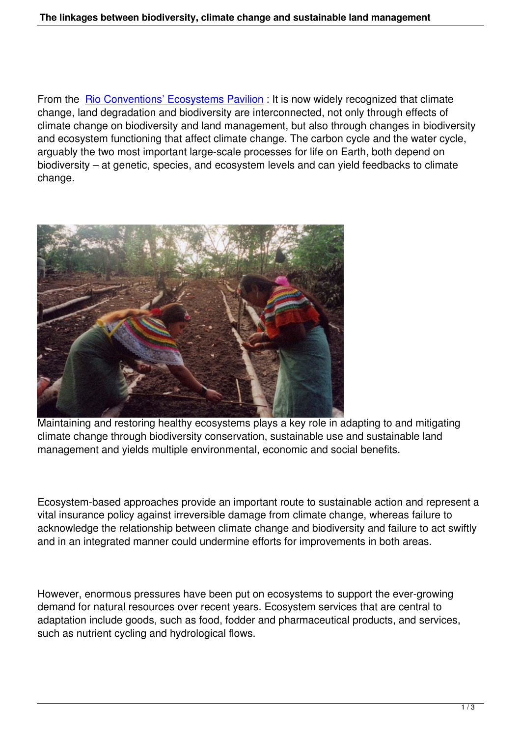From the Rio Conventions' Ecosystems Pavilion : It is now widely recognized that climate change, land degradation and biodiversity are interconnected, not only through effects of climate change on biodiversity and land management, but also through changes in biodiversity and ecosystem functioning that affect climate change. The carbon cycle and the water cycle, arguably the two most important large-scale processes for life on Earth, both depend on biodiversity – at genetic, species, and ecosystem levels and can yield feedbacks to climate change.

Maintaining and restoring healthy ecosystems plays a key role in adapting to and mitigating climate change through biodiversity conservation, sustainable use and sustainable land management and yields multiple environmental, economic and social benefits.

Ecosystem-based approaches provide an important route to sustainable action and represent a vital insurance policy against irreversible damage from climate change, whereas failure to acknowledge the relationship between climate change and biodiversity and failure to act swiftly and in an integrated manner could undermine efforts for improvements in both areas.

However, enormous pressures have been put on ecosystems to support the ever-growing demand for natural resources over recent years. Ecosystem services that are central to adaptation include goods, such as food, fodder and pharmaceutical products, and services, such as nutrient cycling and hydrological flows.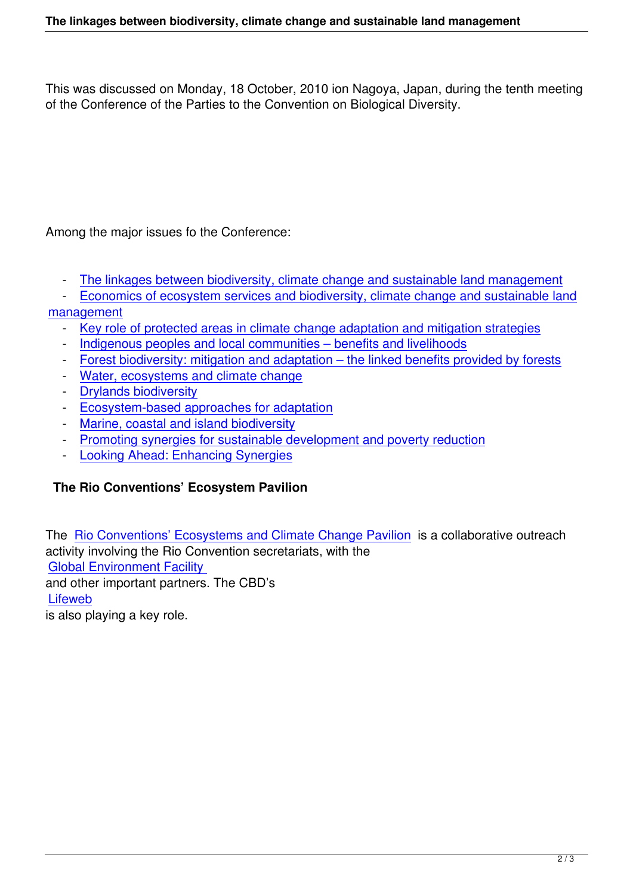This was discussed on Monday, 18 October, 2010 ion Nagoya, Japan, during the tenth meeting of the Conference of the Parties to the Convention on Biological Diversity.

Among the major issues fo the Conference:

- The linkages between biodiversity, climate change and sustainable land management
- Economics of ecosystem services and biodiversity, climate change and sustainable land management
- Key role of protected areas in climate change adaptation and mitigation strategies
- Indigenous peoples and local communities – benefits and livelihoods
- Forest biodiversity: mitigation and adaptation – the linked benefits provided by forests
- Water, ecosystems and climate change
- Drylands biodiversity
- Ecosystem-based approaches for adaptation
- Marine, coastal and island biodiversity
- Promoting synergies for sustainable development and poverty reduction
- Looking Ahead: Enhancing Synergies

**The Rio Conventions' Ecosystem Pavilion**

The Rio Conventions' Ecosystems and Climate Change Pavilion is a collaborative outreach activity involving the Rio Convention secretariats, with the Global Environment Facility and other important partners. The CBD's Lifeweb is also playing a key role.